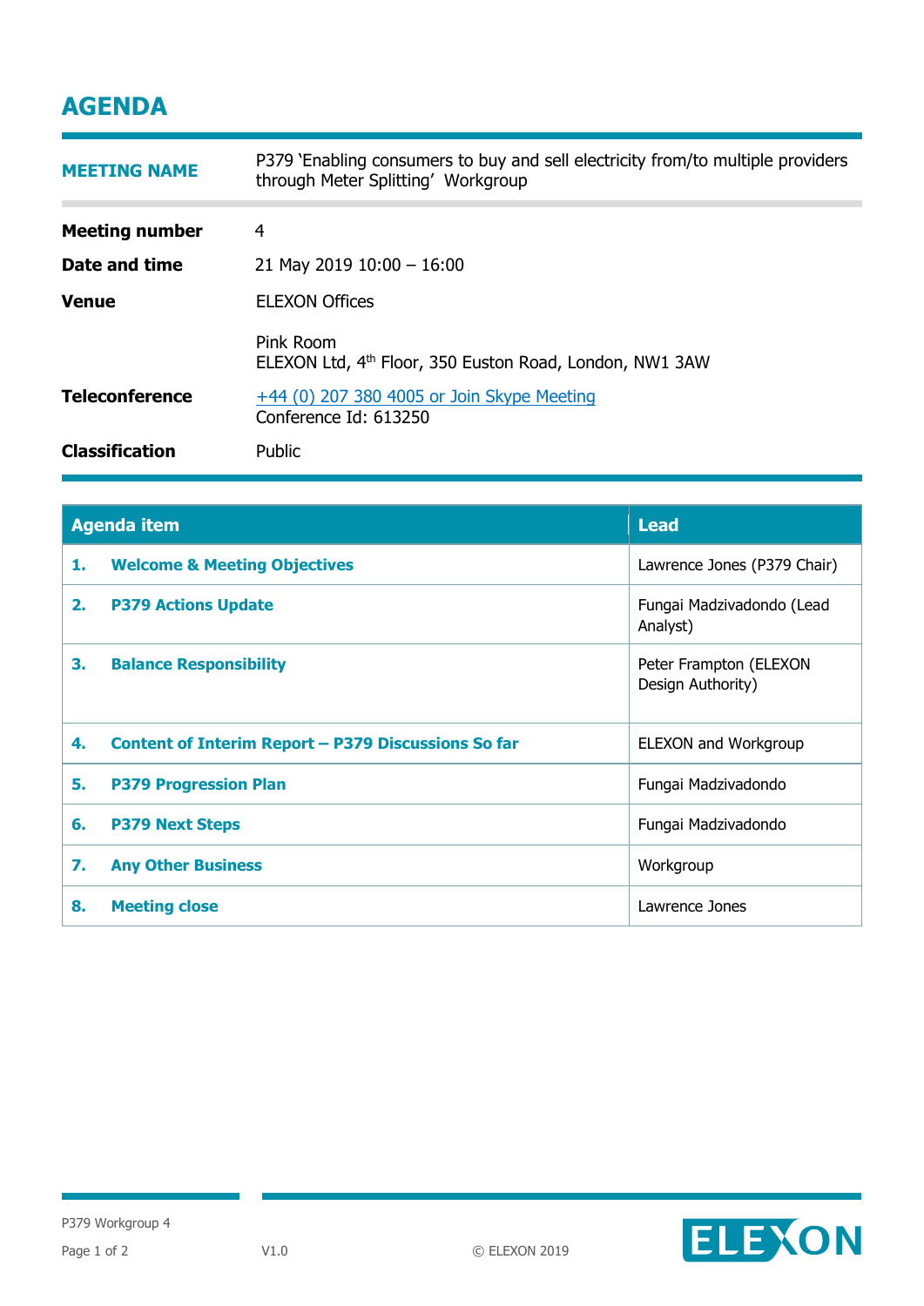# AGENDA

| | |
|---|---|
| **MEETING NAME** | P379 'Enabling consumers to buy and sell electricity from/to multiple providers through Meter Splitting' Workgroup |
| **Meeting number** | 4 |
| **Date and time** | 21 May 2019 10:00 – 16:00 |
| **Venue** | ELEXON Offices<br><br>Pink Room<br>ELEXON Ltd, 4th Floor, 350 Euston Road, London, NW1 3AW |
| **Teleconference** | +44 (0) 207 380 4005 or Join Skype Meeting<br>Conference Id: 613250 |
| **Classification** | Public |

| Agenda item | Lead |
|---|---|
| **1. Welcome & Meeting Objectives** | Lawrence Jones (P379 Chair) |
| **2. P379 Actions Update** | Fungai Madzivadondo (Lead Analyst) |
| **3. Balance Responsibility** | Peter Frampton (ELEXON Design Authority) |
| **4. Content of Interim Report – P379 Discussions So far** | ELEXON and Workgroup |
| **5. P379 Progression Plan** | Fungai Madzivadondo |
| **6. P379 Next Steps** | Fungai Madzivadondo |
| **7. Any Other Business** | Workgroup |
| **8. Meeting close** | Lawrence Jones |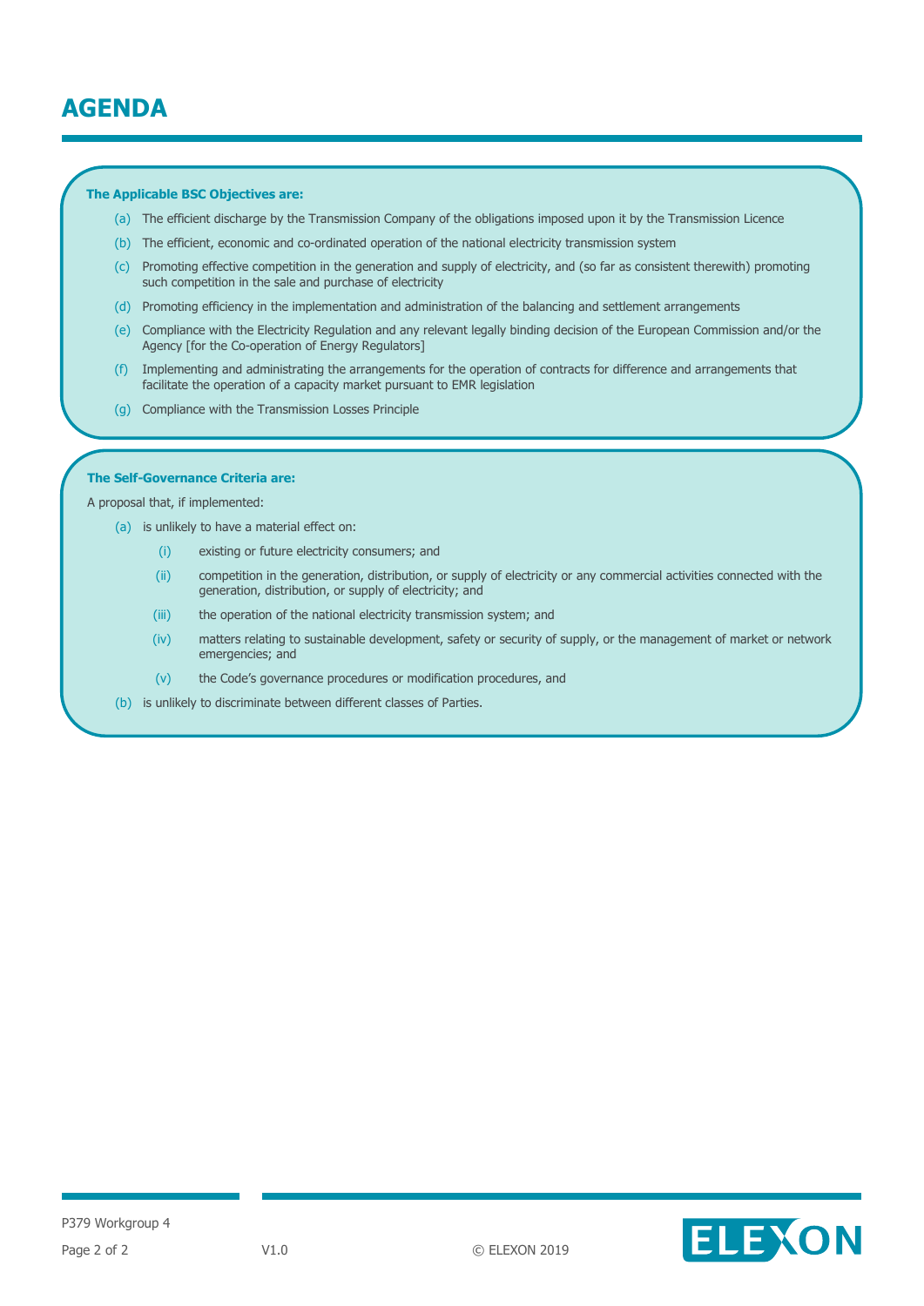# AGENDA

**The Applicable BSC Objectives are:**

(a) The efficient discharge by the Transmission Company of the obligations imposed upon it by the Transmission Licence

(b) The efficient, economic and co-ordinated operation of the national electricity transmission system

(c) Promoting effective competition in the generation and supply of electricity, and (so far as consistent therewith) promoting such competition in the sale and purchase of electricity

(d) Promoting efficiency in the implementation and administration of the balancing and settlement arrangements

(e) Compliance with the Electricity Regulation and any relevant legally binding decision of the European Commission and/or the Agency [for the Co-operation of Energy Regulators]

(f) Implementing and administrating the arrangements for the operation of contracts for difference and arrangements that facilitate the operation of a capacity market pursuant to EMR legislation

(g) Compliance with the Transmission Losses Principle

**The Self-Governance Criteria are:**

A proposal that, if implemented:

(a) is unlikely to have a material effect on:

  (i) existing or future electricity consumers; and

  (ii) competition in the generation, distribution, or supply of electricity or any commercial activities connected with the generation, distribution, or supply of electricity; and

  (iii) the operation of the national electricity transmission system; and

  (iv) matters relating to sustainable development, safety or security of supply, or the management of market or network emergencies; and

  (v) the Code's governance procedures or modification procedures, and

(b) is unlikely to discriminate between different classes of Parties.